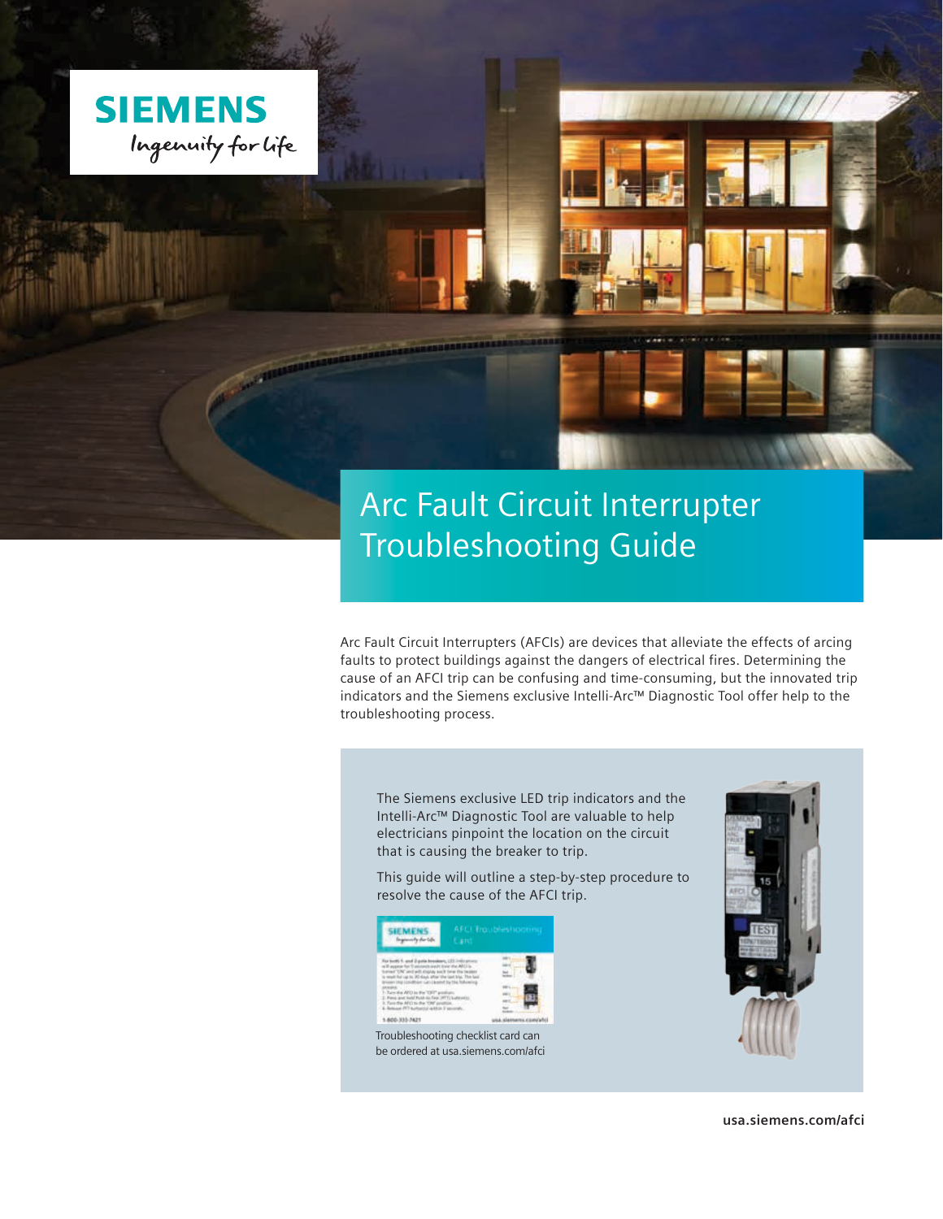SIEMENS

Ingenuity for life

# Arc Fault Circuit Interrupter Troubleshooting Guide

Arc Fault Circuit Interrupters (AFCIs) are devices that alleviate the effects of arcing faults to protect buildings against the dangers of electrical fires. Determining the cause of an AFCI trip can be confusing and time-consuming, but the innovated trip indicators and the Siemens exclusive Intelli-Arc™ Diagnostic Tool offer help to the troubleshooting process.

The Siemens exclusive LED trip indicators and the Intelli-Arc™ Diagnostic Tool are valuable to help electricians pinpoint the location on the circuit that is causing the breaker to trip.

This guide will outline a step-by-step procedure to resolve the cause of the AFCI trip.

Troubleshooting checklist card can be ordered at usa.siemens.com/afci

usa.siemens.com/afci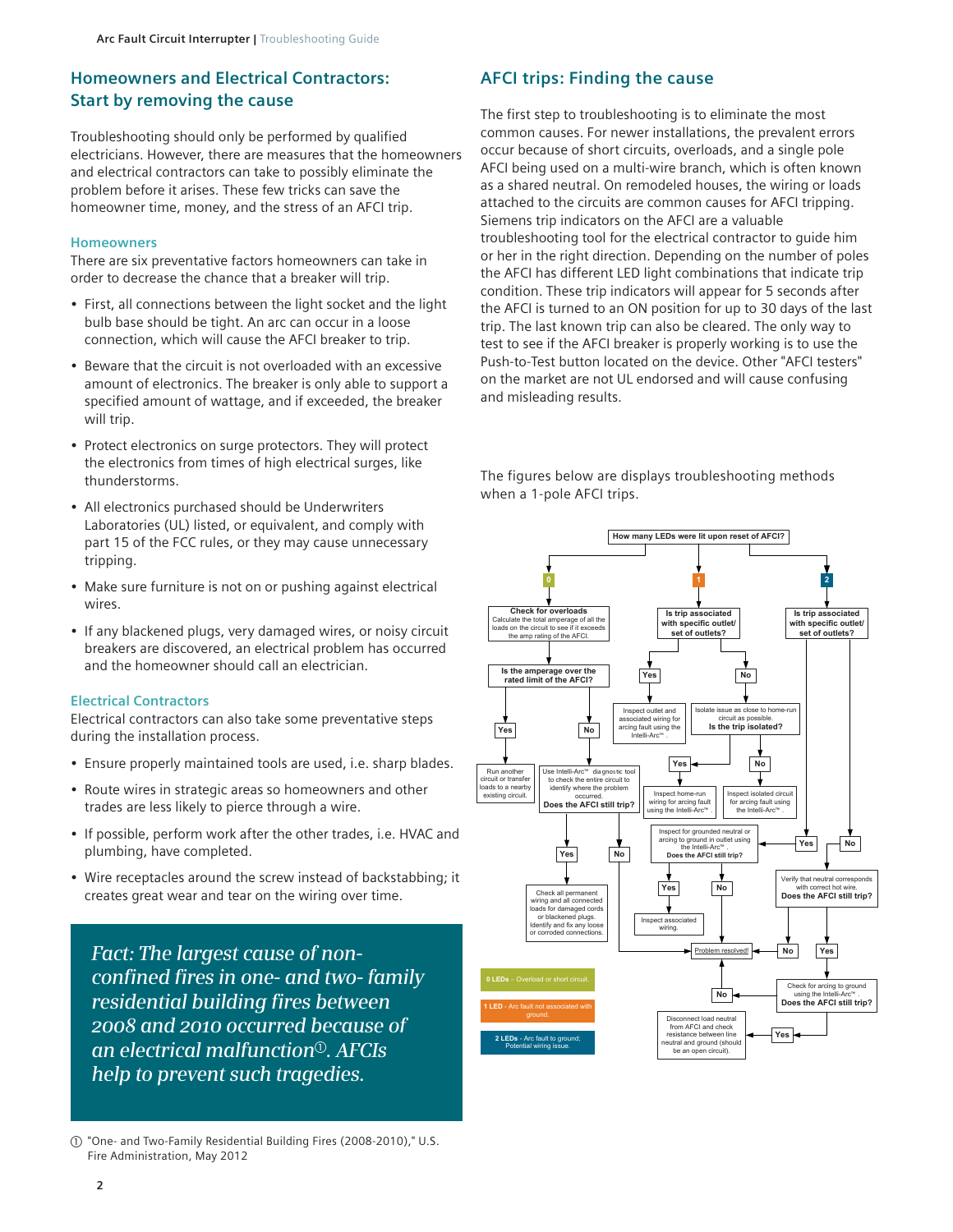## Homeowners and Electrical Contractors: Start by removing the cause

Troubleshooting should only be performed by qualified electricians. However, there are measures that the homeowners and electrical contractors can take to possibly eliminate the problem before it arises. These few tricks can save the homeowner time, money, and the stress of an AFCI trip.

### Homeowners

There are six preventative factors homeowners can take in order to decrease the chance that a breaker will trip.

- First, all connections between the light socket and the light bulb base should be tight. An arc can occur in a loose connection, which will cause the AFCI breaker to trip.
- Beware that the circuit is not overloaded with an excessive amount of electronics. The breaker is only able to support a specified amount of wattage, and if exceeded, the breaker will trip.
- Protect electronics on surge protectors. They will protect the electronics from times of high electrical surges, like thunderstorms.
- All electronics purchased should be Underwriters Laboratories (UL) listed, or equivalent, and comply with part 15 of the FCC rules, or they may cause unnecessary tripping.
- Make sure furniture is not on or pushing against electrical wires.
- If any blackened plugs, very damaged wires, or noisy circuit breakers are discovered, an electrical problem has occurred and the homeowner should call an electrician.

### Electrical Contractors

Electrical contractors can also take some preventative steps during the installation process.

- Ensure properly maintained tools are used, i.e. sharp blades.
- Route wires in strategic areas so homeowners and other trades are less likely to pierce through a wire.
- If possible, perform work after the other trades, i.e. HVAC and plumbing, have completed.
- Wire receptacles around the screw instead of backstabbing; it creates great wear and tear on the wiring over time.

*Fact: The largest cause of non-confined fires in one- and two- family residential building fires between 2008 and 2010 occurred because of an electrical malfunction[1]. AFCIs help to prevent such tragedies.*

[1] "One- and Two-Family Residential Building Fires (2008-2010)," U.S. Fire Administration, May 2012

## AFCI trips: Finding the cause

The first step to troubleshooting is to eliminate the most common causes. For newer installations, the prevalent errors occur because of short circuits, overloads, and a single pole AFCI being used on a multi-wire branch, which is often known as a shared neutral. On remodeled houses, the wiring or loads attached to the circuits are common causes for AFCI tripping. Siemens trip indicators on the AFCI are a valuable troubleshooting tool for the electrical contractor to guide him or her in the right direction. Depending on the number of poles the AFCI has different LED light combinations that indicate trip condition. These trip indicators will appear for 5 seconds after the AFCI is turned to an ON position for up to 30 days of the last trip. The last known trip can also be cleared. The only way to test to see if the AFCI breaker is properly working is to use the Push-to-Test button located on the device. Other "AFCI testers" on the market are not UL endorsed and will cause confusing and misleading results.

The figures below are displays troubleshooting methods when a 1-pole AFCI trips.

**How many LEDs were lit upon reset of AFCI?**

**0**
- **Check for overloads** – Calculate the total amperage of all the loads on the circuit to see if it exceeds the amp rating of the AFCI.
- **Is the amperage over the rated limit of the AFCI?**
  - **Yes** → Run another circuit or transfer loads to a nearby existing circuit.
  - **No** → Use Intelli-Arc™ diagnostic tool to check the entire circuit to identify where the problem occurred. **Does the AFCI still trip?**
    - **Yes** → Check all permanent wiring and all connected loads for damaged cords or blackened plugs. Identify and fix any loose or corroded connections.
    - **No** → Problem resolved!

**1**
- **Is trip associated with specific outlet/set of outlets?**
  - **Yes** → Inspect outlet and associated wiring for arcing fault using the Intelli-Arc™.
  - **No** → Isolate issue as close to home-run circuit as possible. **Is the trip isolated?**
    - **Yes** → Inspect home-run wiring for arcing fault using the Intelli-Arc™.
    - **No** → Inspect isolated circuit for arcing fault using the Intelli-Arc™.
    - Inspect for grounded neutral or arcing to ground in outlet using the Intelli-Arc™. **Does the AFCI still trip?**
      - **Yes** → Inspect associated wiring.
      - **No** → Problem resolved!

**2**
- **Is trip associated with specific outlet/set of outlets?**
  - **Yes** → Inspect for grounded neutral or arcing to ground in outlet using the Intelli-Arc™. **Does the AFCI still trip?**
  - **No** → Verify that neutral corresponds with correct hot wire. **Does the AFCI still trip?**
    - **No** → Problem resolved!
    - **Yes** → Check for arcing to ground using the Intelli-Arc™. **Does the AFCI still trip?**
      - **No** → Problem resolved!
      - **Yes** → Disconnect load neutral from AFCI and check resistance between line neutral and ground (should be an open circuit).

**0 LEDs** - Overload or short circuit.

**1 LED** - Arc fault not associated with ground.

**2 LEDs** - Arc fault to ground; Potential wiring issue.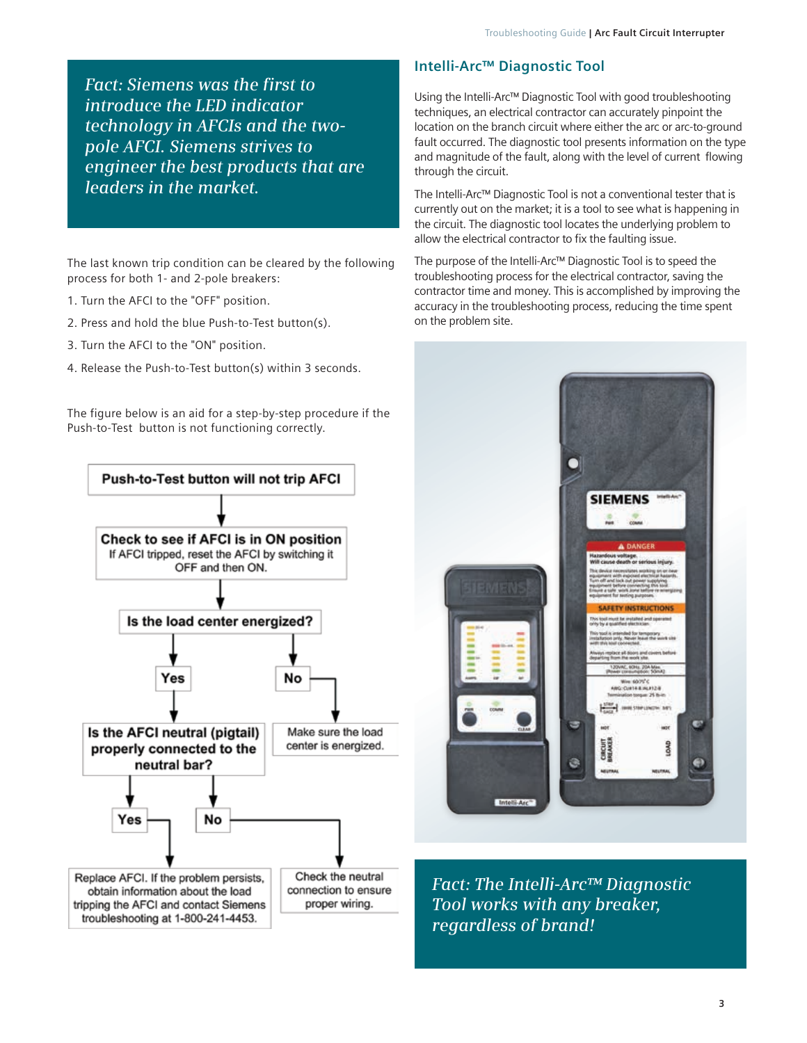*Fact: Siemens was the first to introduce the LED indicator technology in AFCIs and the two-pole AFCI. Siemens strives to engineer the best products that are leaders in the market.*

The last known trip condition can be cleared by the following process for both 1- and 2-pole breakers:

1. Turn the AFCI to the "OFF" position.
2. Press and hold the blue Push-to-Test button(s).
3. Turn the AFCI to the "ON" position.
4. Release the Push-to-Test button(s) within 3 seconds.

The figure below is an aid for a step-by-step procedure if the Push-to-Test button is not functioning correctly.

**Push-to-Test button will not trip AFCI**

↓

**Check to see if AFCI is in ON position**
If AFCI tripped, reset the AFCI by switching it OFF and then ON.

↓

**Is the load center energized?**

- **Yes** → **Is the AFCI neutral (pigtail) properly connected to the neutral bar?**
  - **Yes** → Replace AFCI. If the problem persists, obtain information about the load tripping the AFCI and contact Siemens troubleshooting at 1-800-241-4453.
  - **No** → Check the neutral connection to ensure proper wiring.
- **No** → Make sure the load center is energized.

## Intelli-Arc™ Diagnostic Tool

Using the Intelli-Arc™ Diagnostic Tool with good troubleshooting techniques, an electrical contractor can accurately pinpoint the location on the branch circuit where either the arc or arc-to-ground fault occurred. The diagnostic tool presents information on the type and magnitude of the fault, along with the level of current flowing through the circuit.

The Intelli-Arc™ Diagnostic Tool is not a conventional tester that is currently out on the market; it is a tool to see what is happening in the circuit. The diagnostic tool locates the underlying problem to allow the electrical contractor to fix the faulting issue.

The purpose of the Intelli-Arc™ Diagnostic Tool is to speed the troubleshooting process for the electrical contractor, saving the contractor time and money. This is accomplished by improving the accuracy in the troubleshooting process, reducing the time spent on the problem site.

*Fact: The Intelli-Arc™ Diagnostic Tool works with any breaker, regardless of brand!*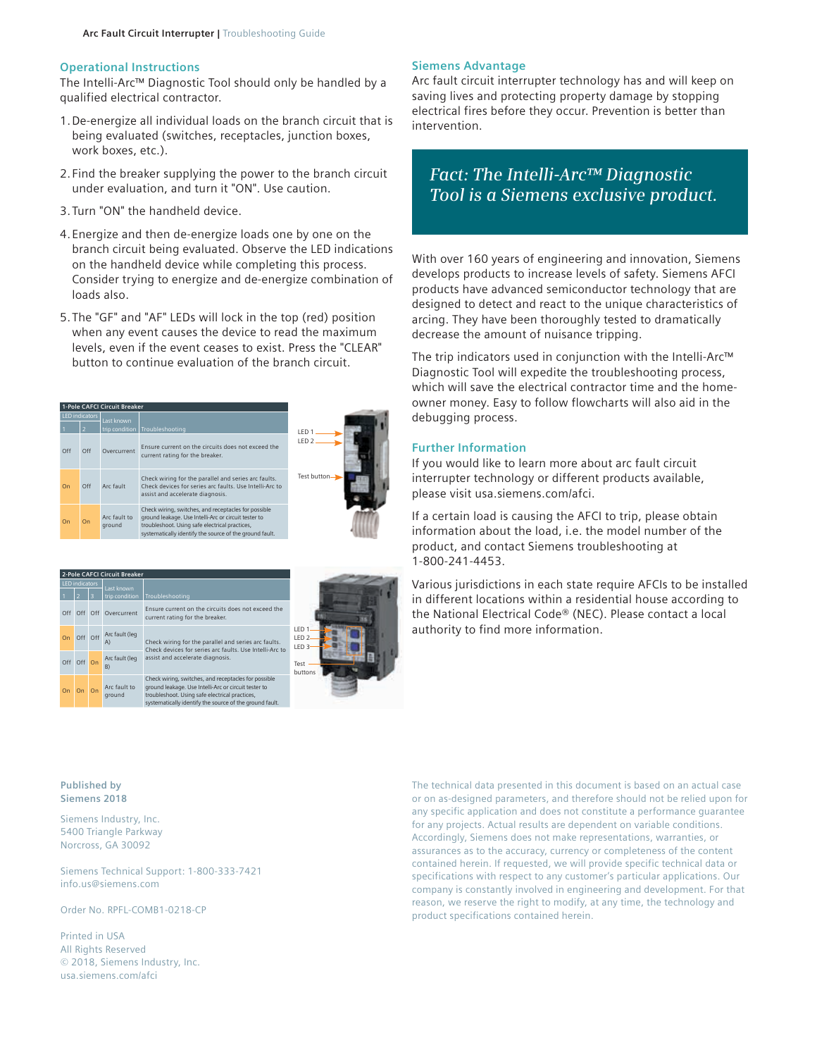## Operational Instructions

The Intelli-Arc™ Diagnostic Tool should only be handled by a qualified electrical contractor.

1. De-energize all individual loads on the branch circuit that is being evaluated (switches, receptacles, junction boxes, work boxes, etc.).
2. Find the breaker supplying the power to the branch circuit under evaluation, and turn it "ON". Use caution.
3. Turn "ON" the handheld device.
4. Energize and then de-energize loads one by one on the branch circuit being evaluated. Observe the LED indications on the handheld device while completing this process. Consider trying to energize and de-energize combination of loads also.
5. The "GF" and "AF" LEDs will lock in the top (red) position when any event causes the device to read the maximum levels, even if the event ceases to exist. Press the "CLEAR" button to continue evaluation of the branch circuit.

**1-Pole CAFCI Circuit Breaker**

| LED indicators | | Last known trip condition | Troubleshooting |
|---|---|---|---|
| 1 | 2 | | |
| Off | Off | Overcurrent | Ensure current on the circuits does not exceed the current rating for the breaker. |
| On | Off | Arc fault | Check wiring for the parallel and series arc faults. Check devices for series arc faults. Use Intelli-Arc to assist and accelerate diagnosis. |
| On | On | Arc fault to ground | Check wiring, switches, and receptacles for possible ground leakage. Use Intelli-Arc or circuit tester to troubleshoot. Using safe electrical practices, systematically identify the source of the ground fault. |

LED 1
LED 2
Test button

**2-Pole CAFCI Circuit Breaker**

| LED indicators | | | Last known trip condition | Troubleshooting |
|---|---|---|---|---|
| 1 | 2 | 3 | | |
| Off | Off | Off | Overcurrent | Ensure current on the circuits does not exceed the current rating for the breaker. |
| On | Off | Off | Arc fault (leg A) | Check wiring for the parallel and series arc faults. Check devices for series arc faults. Use Intelli-Arc to assist and accelerate diagnosis. |
| Off | Off | On | Arc fault (leg B) | |
| On | On | On | Arc fault to ground | Check wiring, switches, and receptacles for possible ground leakage. Use Intelli-Arc or circuit tester to troubleshoot. Using safe electrical practices, systematically identify the source of the ground fault. |

LED 1
LED 2
LED 3
Test buttons

## Siemens Advantage

Arc fault circuit interrupter technology has and will keep on saving lives and protecting property damage by stopping electrical fires before they occur. Prevention is better than intervention.

*Fact: The Intelli-Arc™ Diagnostic Tool is a Siemens exclusive product.*

With over 160 years of engineering and innovation, Siemens develops products to increase levels of safety. Siemens AFCI products have advanced semiconductor technology that are designed to detect and react to the unique characteristics of arcing. They have been thoroughly tested to dramatically decrease the amount of nuisance tripping.

The trip indicators used in conjunction with the Intelli-Arc™ Diagnostic Tool will expedite the troubleshooting process, which will save the electrical contractor time and the home-owner money. Easy to follow flowcharts will also aid in the debugging process.

## Further Information

If you would like to learn more about arc fault circuit interrupter technology or different products available, please visit usa.siemens.com/afci.

If a certain load is causing the AFCI to trip, please obtain information about the load, i.e. the model number of the product, and contact Siemens troubleshooting at 1-800-241-4453.

Various jurisdictions in each state require AFCIs to be installed in different locations within a residential house according to the National Electrical Code® (NEC). Please contact a local authority to find more information.

**Published by Siemens 2018**

Siemens Industry, Inc.
5400 Triangle Parkway
Norcross, GA 30092

Siemens Technical Support: 1-800-333-7421
info.us@siemens.com

Order No. RPFL-COMB1-0218-CP

Printed in USA
All Rights Reserved
© 2018, Siemens Industry, Inc.
usa.siemens.com/afci

The technical data presented in this document is based on an actual case or on as-designed parameters, and therefore should not be relied upon for any specific application and does not constitute a performance guarantee for any projects. Actual results are dependent on variable conditions. Accordingly, Siemens does not make representations, warranties, or assurances as to the accuracy, currency or completeness of the content contained herein. If requested, we will provide specific technical data or specifications with respect to any customer's particular applications. Our company is constantly involved in engineering and development. For that reason, we reserve the right to modify, at any time, the technology and product specifications contained herein.